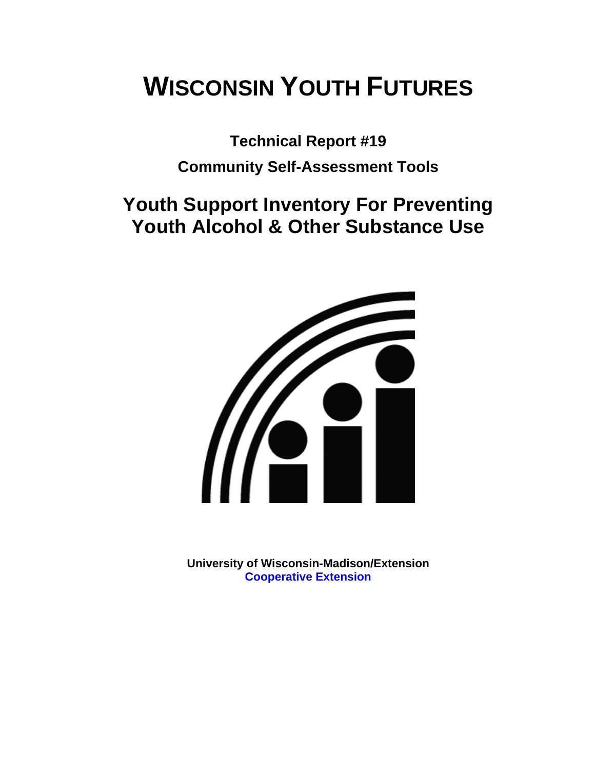# WISCONSIN YOUTH FUTURES

**Technical Report #19**

**Community Self-Assessment Tools**

## Youth Support Inventory For Preventing Youth Alcohol & Other Substance Use

**University of Wisconsin-Madison/Extension**
**Cooperative Extension**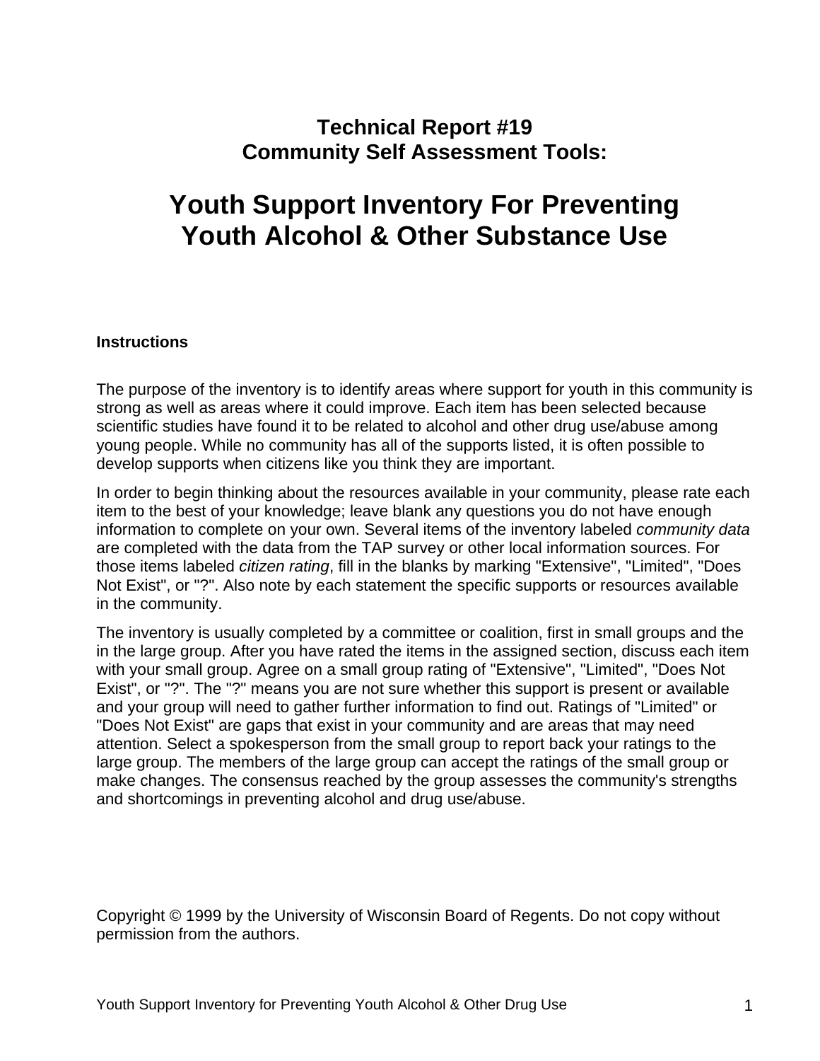**Technical Report #19**
**Community Self Assessment Tools:**

# Youth Support Inventory For Preventing Youth Alcohol & Other Substance Use

**Instructions**

The purpose of the inventory is to identify areas where support for youth in this community is strong as well as areas where it could improve. Each item has been selected because scientific studies have found it to be related to alcohol and other drug use/abuse among young people. While no community has all of the supports listed, it is often possible to develop supports when citizens like you think they are important.

In order to begin thinking about the resources available in your community, please rate each item to the best of your knowledge; leave blank any questions you do not have enough information to complete on your own. Several items of the inventory labeled *community data* are completed with the data from the TAP survey or other local information sources. For those items labeled *citizen rating*, fill in the blanks by marking "Extensive", "Limited", "Does Not Exist", or "?". Also note by each statement the specific supports or resources available in the community.

The inventory is usually completed by a committee or coalition, first in small groups and the in the large group. After you have rated the items in the assigned section, discuss each item with your small group. Agree on a small group rating of "Extensive", "Limited", "Does Not Exist", or "?". The "?" means you are not sure whether this support is present or available and your group will need to gather further information to find out. Ratings of "Limited" or "Does Not Exist" are gaps that exist in your community and are areas that may need attention. Select a spokesperson from the small group to report back your ratings to the large group. The members of the large group can accept the ratings of the small group or make changes. The consensus reached by the group assesses the community's strengths and shortcomings in preventing alcohol and drug use/abuse.

Copyright © 1999 by the University of Wisconsin Board of Regents. Do not copy without permission from the authors.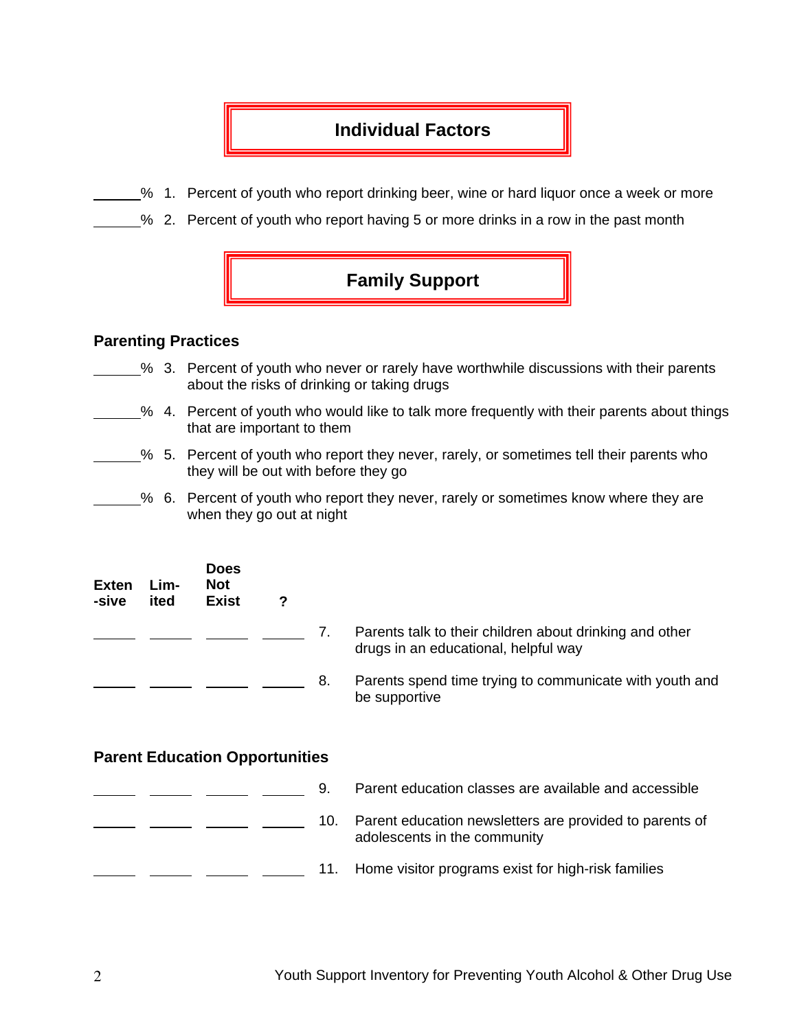## Individual Factors

\_\_\_\_\_\_% 1. Percent of youth who report drinking beer, wine or hard liquor once a week or more

\_\_\_\_\_\_% 2. Percent of youth who report having 5 or more drinks in a row in the past month

## Family Support

### Parenting Practices

\_\_\_\_\_\_% 3. Percent of youth who never or rarely have worthwhile discussions with their parents about the risks of drinking or taking drugs

\_\_\_\_\_\_% 4. Percent of youth who would like to talk more frequently with their parents about things that are important to them

\_\_\_\_\_\_% 5. Percent of youth who report they never, rarely, or sometimes tell their parents who they will be out with before they go

\_\_\_\_\_\_% 6. Percent of youth who report they never, rarely or sometimes know where they are when they go out at night

| Exten-sive | Lim-ited | Does Not Exist | ? | | |
|---|---|---|---|---|---|
| \_\_\_\_\_\_ | \_\_\_\_\_\_ | \_\_\_\_\_\_ | \_\_\_\_\_\_ | 7. | Parents talk to their children about drinking and other drugs in an educational, helpful way |
| \_\_\_\_\_\_ | \_\_\_\_\_\_ | \_\_\_\_\_\_ | \_\_\_\_\_\_ | 8. | Parents spend time trying to communicate with youth and be supportive |

### Parent Education Opportunities

| | | | | | |
|---|---|---|---|---|---|
| \_\_\_\_\_\_ | \_\_\_\_\_\_ | \_\_\_\_\_\_ | \_\_\_\_\_\_ | 9. | Parent education classes are available and accessible |
| \_\_\_\_\_\_ | \_\_\_\_\_\_ | \_\_\_\_\_\_ | \_\_\_\_\_\_ | 10. | Parent education newsletters are provided to parents of adolescents in the community |
| \_\_\_\_\_\_ | \_\_\_\_\_\_ | \_\_\_\_\_\_ | \_\_\_\_\_\_ | 11. | Home visitor programs exist for high-risk families |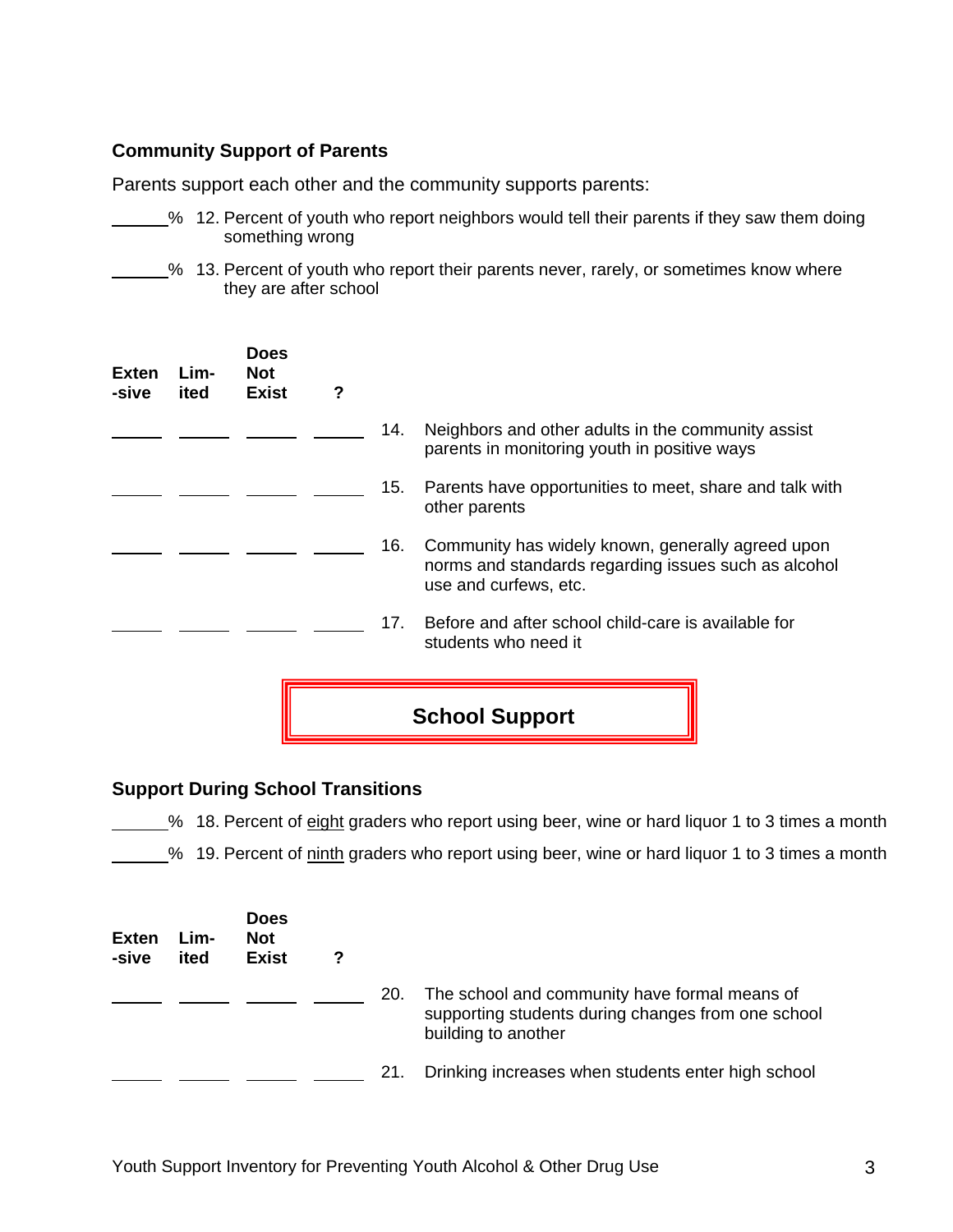### Community Support of Parents

Parents support each other and the community supports parents:

______% 12. Percent of youth who report neighbors would tell their parents if they saw them doing something wrong

______% 13. Percent of youth who report their parents never, rarely, or sometimes know where they are after school

| Exten-sive | Lim-ited | Does Not Exist | ? | | |
|---|---|---|---|---|---|
| ______ | ______ | ______ | ______ | 14. | Neighbors and other adults in the community assist parents in monitoring youth in positive ways |
| ______ | ______ | ______ | ______ | 15. | Parents have opportunities to meet, share and talk with other parents |
| ______ | ______ | ______ | ______ | 16. | Community has widely known, generally agreed upon norms and standards regarding issues such as alcohol use and curfews, etc. |
| ______ | ______ | ______ | ______ | 17. | Before and after school child-care is available for students who need it |

## School Support

### Support During School Transitions

______% 18. Percent of eight graders who report using beer, wine or hard liquor 1 to 3 times a month

______% 19. Percent of ninth graders who report using beer, wine or hard liquor 1 to 3 times a month

| Exten-sive | Lim-ited | Does Not Exist | ? | | |
|---|---|---|---|---|---|
| ______ | ______ | ______ | ______ | 20. | The school and community have formal means of supporting students during changes from one school building to another |
| ______ | ______ | ______ | ______ | 21. | Drinking increases when students enter high school |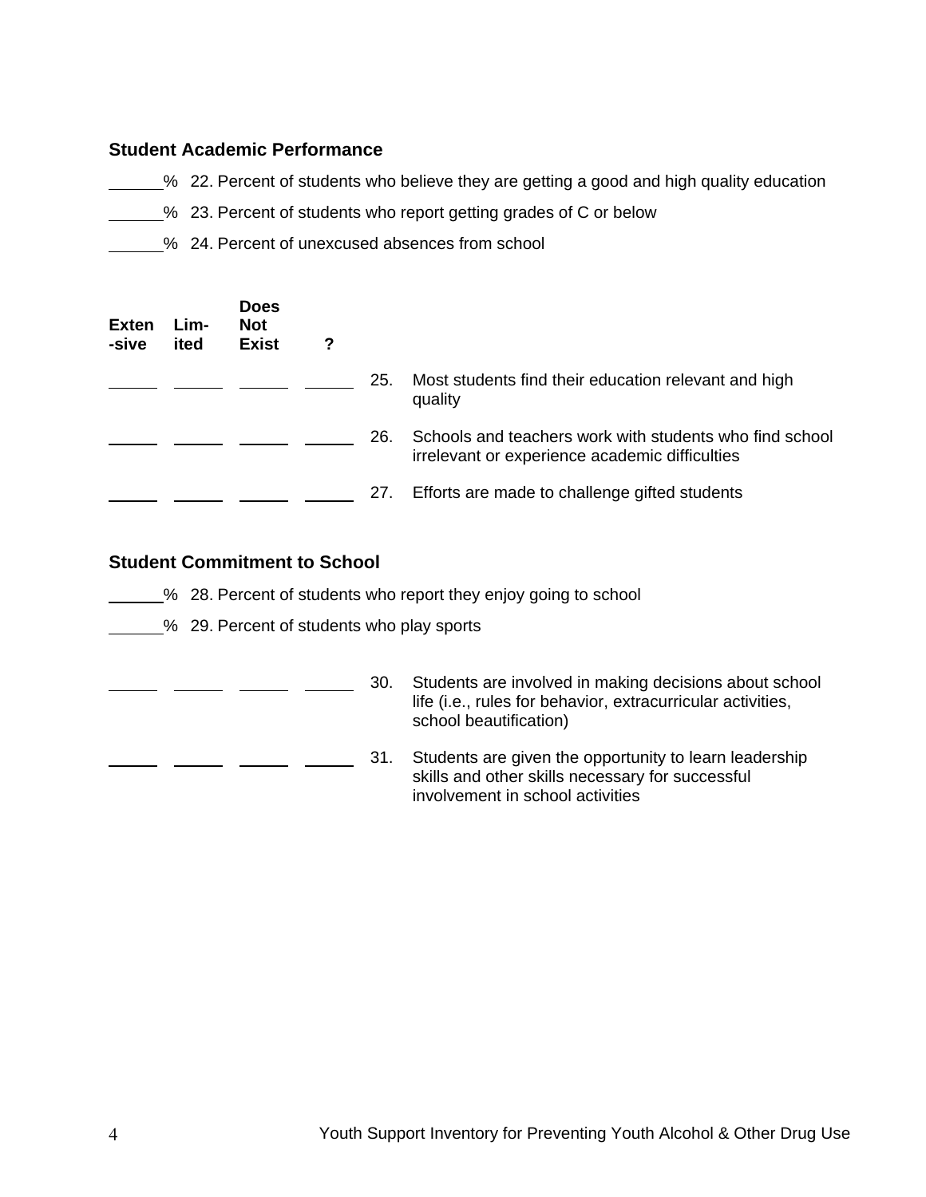### Student Academic Performance

______% 22. Percent of students who believe they are getting a good and high quality education

______% 23. Percent of students who report getting grades of C or below

______% 24. Percent of unexcused absences from school

| Exten -sive | Lim- ited | Does Not Exist | ? | | |
|---|---|---|---|---|---|
| _____ | _____ | _____ | _____ | 25. | Most students find their education relevant and high quality |
| _____ | _____ | _____ | _____ | 26. | Schools and teachers work with students who find school irrelevant or experience academic difficulties |
| _____ | _____ | _____ | _____ | 27. | Efforts are made to challenge gifted students |

### Student Commitment to School

______% 28. Percent of students who report they enjoy going to school

______% 29. Percent of students who play sports

| | | | | | |
|---|---|---|---|---|---|
| _____ | _____ | _____ | _____ | 30. | Students are involved in making decisions about school life (i.e., rules for behavior, extracurricular activities, school beautification) |
| _____ | _____ | _____ | _____ | 31. | Students are given the opportunity to learn leadership skills and other skills necessary for successful involvement in school activities |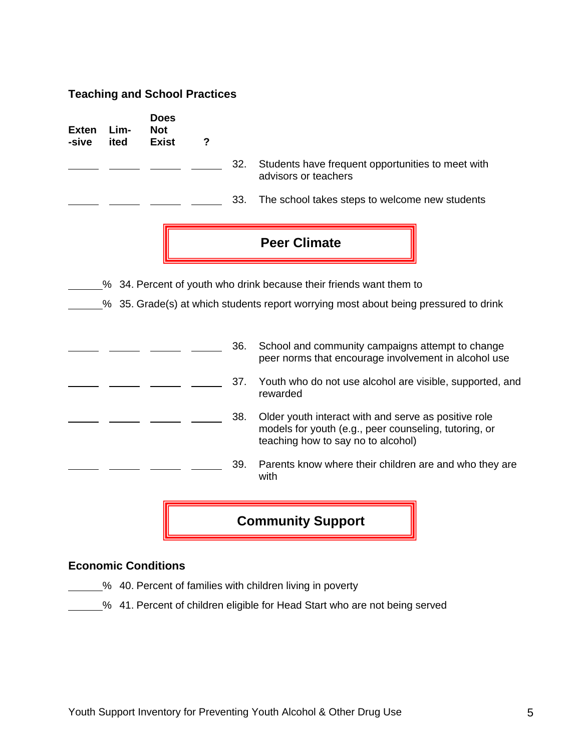### Teaching and School Practices

| Exten-sive | Lim-ited | Does Not Exist | ? | | |
|---|---|---|---|---|---|
| ______ | ______ | ______ | ______ | 32. | Students have frequent opportunities to meet with advisors or teachers |
| ______ | ______ | ______ | ______ | 33. | The school takes steps to welcome new students |

## Peer Climate

______% 34. Percent of youth who drink because their friends want them to

______% 35. Grade(s) at which students report worrying most about being pressured to drink

| | | | | | |
|---|---|---|---|---|---|
| ______ | ______ | ______ | ______ | 36. | School and community campaigns attempt to change peer norms that encourage involvement in alcohol use |
| ______ | ______ | ______ | ______ | 37. | Youth who do not use alcohol are visible, supported, and rewarded |
| ______ | ______ | ______ | ______ | 38. | Older youth interact with and serve as positive role models for youth (e.g., peer counseling, tutoring, or teaching how to say no to alcohol) |
| ______ | ______ | ______ | ______ | 39. | Parents know where their children are and who they are with |

## Community Support

### Economic Conditions

______% 40. Percent of families with children living in poverty

______% 41. Percent of children eligible for Head Start who are not being served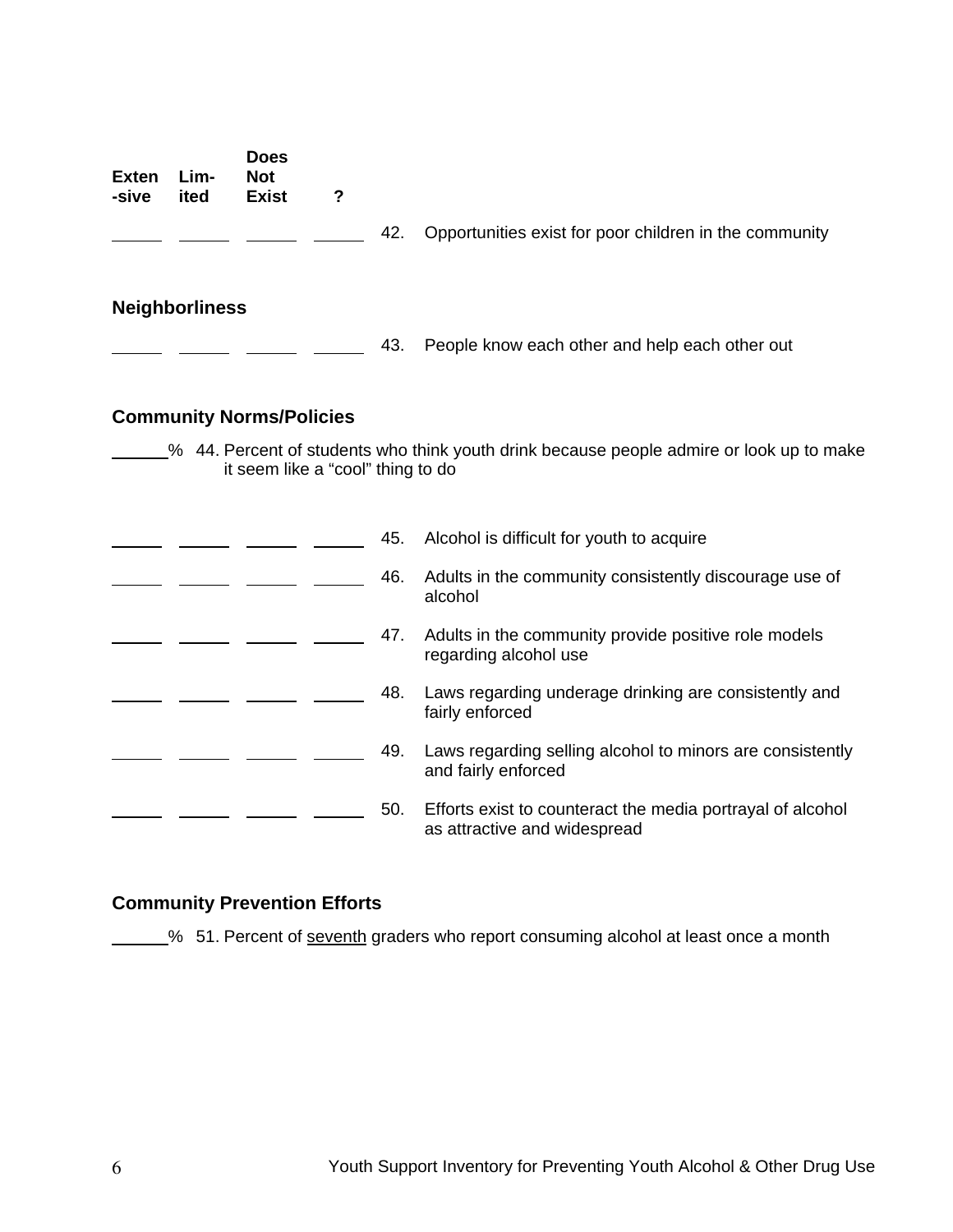| Exten-sive | Lim-ited | Does Not Exist | ? | | |
|---|---|---|---|---|---|
| ______ | ______ | ______ | ______ | 42. | Opportunities exist for poor children in the community |

## Neighborliness

| Exten-sive | Lim-ited | Does Not Exist | ? | | |
|---|---|---|---|---|---|
| ______ | ______ | ______ | ______ | 43. | People know each other and help each other out |

## Community Norms/Policies

______% 44. Percent of students who think youth drink because people admire or look up to make it seem like a "cool" thing to do

| Exten-sive | Lim-ited | Does Not Exist | ? | | |
|---|---|---|---|---|---|
| ______ | ______ | ______ | ______ | 45. | Alcohol is difficult for youth to acquire |
| ______ | ______ | ______ | ______ | 46. | Adults in the community consistently discourage use of alcohol |
| ______ | ______ | ______ | ______ | 47. | Adults in the community provide positive role models regarding alcohol use |
| ______ | ______ | ______ | ______ | 48. | Laws regarding underage drinking are consistently and fairly enforced |
| ______ | ______ | ______ | ______ | 49. | Laws regarding selling alcohol to minors are consistently and fairly enforced |
| ______ | ______ | ______ | ______ | 50. | Efforts exist to counteract the media portrayal of alcohol as attractive and widespread |

## Community Prevention Efforts

______% 51. Percent of seventh graders who report consuming alcohol at least once a month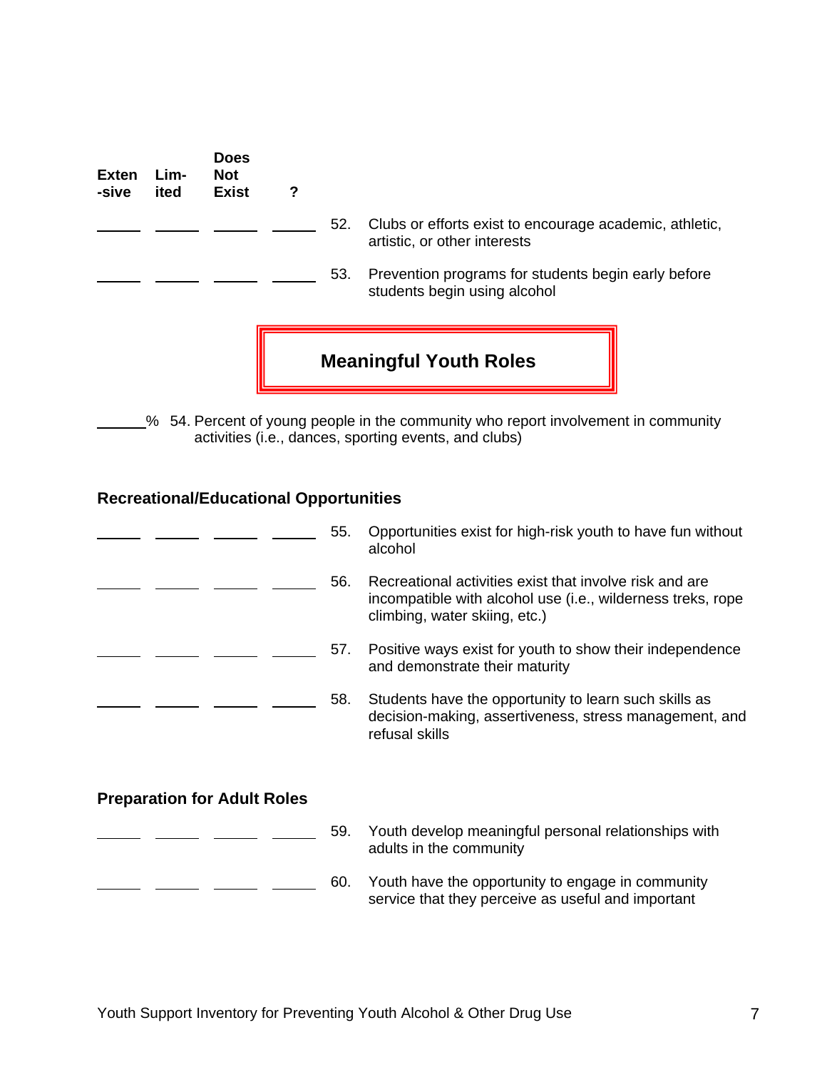| Exten-sive | Lim-ited | Does Not Exist | ? | | |
|---|---|---|---|---|---|
| ______ | ______ | ______ | ______ | 52. | Clubs or efforts exist to encourage academic, athletic, artistic, or other interests |
| ______ | ______ | ______ | ______ | 53. | Prevention programs for students begin early before students begin using alcohol |

## Meaningful Youth Roles

______% 54. Percent of young people in the community who report involvement in community activities (i.e., dances, sporting events, and clubs)

### Recreational/Educational Opportunities

| | | | | | |
|---|---|---|---|---|---|
| ______ | ______ | ______ | ______ | 55. | Opportunities exist for high-risk youth to have fun without alcohol |
| ______ | ______ | ______ | ______ | 56. | Recreational activities exist that involve risk and are incompatible with alcohol use (i.e., wilderness treks, rope climbing, water skiing, etc.) |
| ______ | ______ | ______ | ______ | 57. | Positive ways exist for youth to show their independence and demonstrate their maturity |
| ______ | ______ | ______ | ______ | 58. | Students have the opportunity to learn such skills as decision-making, assertiveness, stress management, and refusal skills |

### Preparation for Adult Roles

| | | | | | |
|---|---|---|---|---|---|
| ______ | ______ | ______ | ______ | 59. | Youth develop meaningful personal relationships with adults in the community |
| ______ | ______ | ______ | ______ | 60. | Youth have the opportunity to engage in community service that they perceive as useful and important |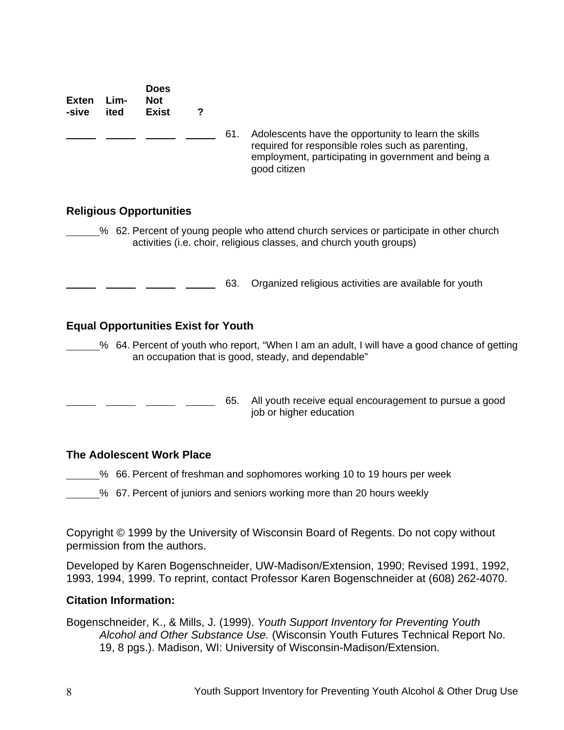| Exten -sive | Lim- ited | Does Not Exist | ? | | |
|---|---|---|---|---|---|
| ______ | ______ | ______ | ______ | 61. | Adolescents have the opportunity to learn the skills required for responsible roles such as parenting, employment, participating in government and being a good citizen |

### Religious Opportunities

______% 62. Percent of young people who attend church services or participate in other church activities (i.e. choir, religious classes, and church youth groups)

| | | | | | |
|---|---|---|---|---|---|
| ______ | ______ | ______ | ______ | 63. | Organized religious activities are available for youth |

### Equal Opportunities Exist for Youth

______% 64. Percent of youth who report, "When I am an adult, I will have a good chance of getting an occupation that is good, steady, and dependable"

| | | | | | |
|---|---|---|---|---|---|
| ______ | ______ | ______ | ______ | 65. | All youth receive equal encouragement to pursue a good job or higher education |

### The Adolescent Work Place

______% 66. Percent of freshman and sophomores working 10 to 19 hours per week

______% 67. Percent of juniors and seniors working more than 20 hours weekly

Copyright © 1999 by the University of Wisconsin Board of Regents. Do not copy without permission from the authors.

Developed by Karen Bogenschneider, UW-Madison/Extension, 1990; Revised 1991, 1992, 1993, 1994, 1999. To reprint, contact Professor Karen Bogenschneider at (608) 262-4070.

**Citation Information:**

Bogenschneider, K., & Mills, J. (1999). *Youth Support Inventory for Preventing Youth Alcohol and Other Substance Use.* (Wisconsin Youth Futures Technical Report No. 19, 8 pgs.). Madison, WI: University of Wisconsin-Madison/Extension.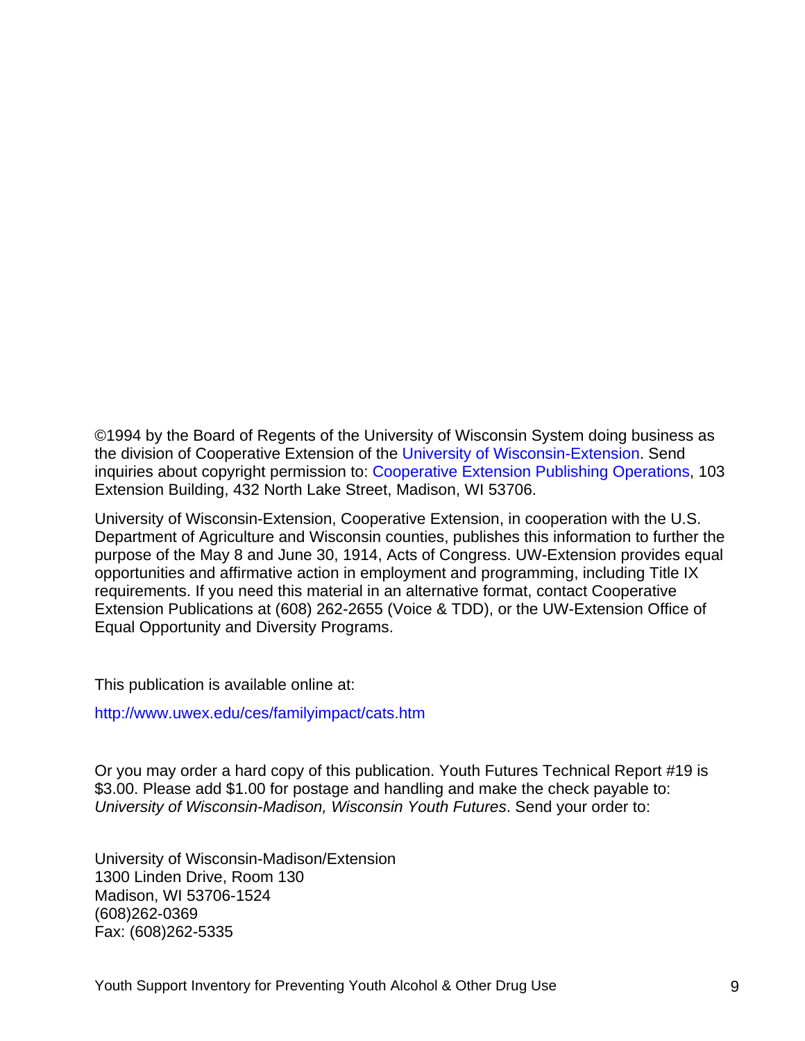©1994 by the Board of Regents of the University of Wisconsin System doing business as the division of Cooperative Extension of the University of Wisconsin-Extension. Send inquiries about copyright permission to: Cooperative Extension Publishing Operations, 103 Extension Building, 432 North Lake Street, Madison, WI 53706.

University of Wisconsin-Extension, Cooperative Extension, in cooperation with the U.S. Department of Agriculture and Wisconsin counties, publishes this information to further the purpose of the May 8 and June 30, 1914, Acts of Congress. UW-Extension provides equal opportunities and affirmative action in employment and programming, including Title IX requirements. If you need this material in an alternative format, contact Cooperative Extension Publications at (608) 262-2655 (Voice & TDD), or the UW-Extension Office of Equal Opportunity and Diversity Programs.

This publication is available online at:

http://www.uwex.edu/ces/familyimpact/cats.htm

Or you may order a hard copy of this publication. Youth Futures Technical Report #19 is $3.00. Please add $1.00 for postage and handling and make the check payable to: *University of Wisconsin-Madison, Wisconsin Youth Futures*. Send your order to:

University of Wisconsin-Madison/Extension
1300 Linden Drive, Room 130
Madison, WI 53706-1524
(608)262-0369
Fax: (608)262-5335